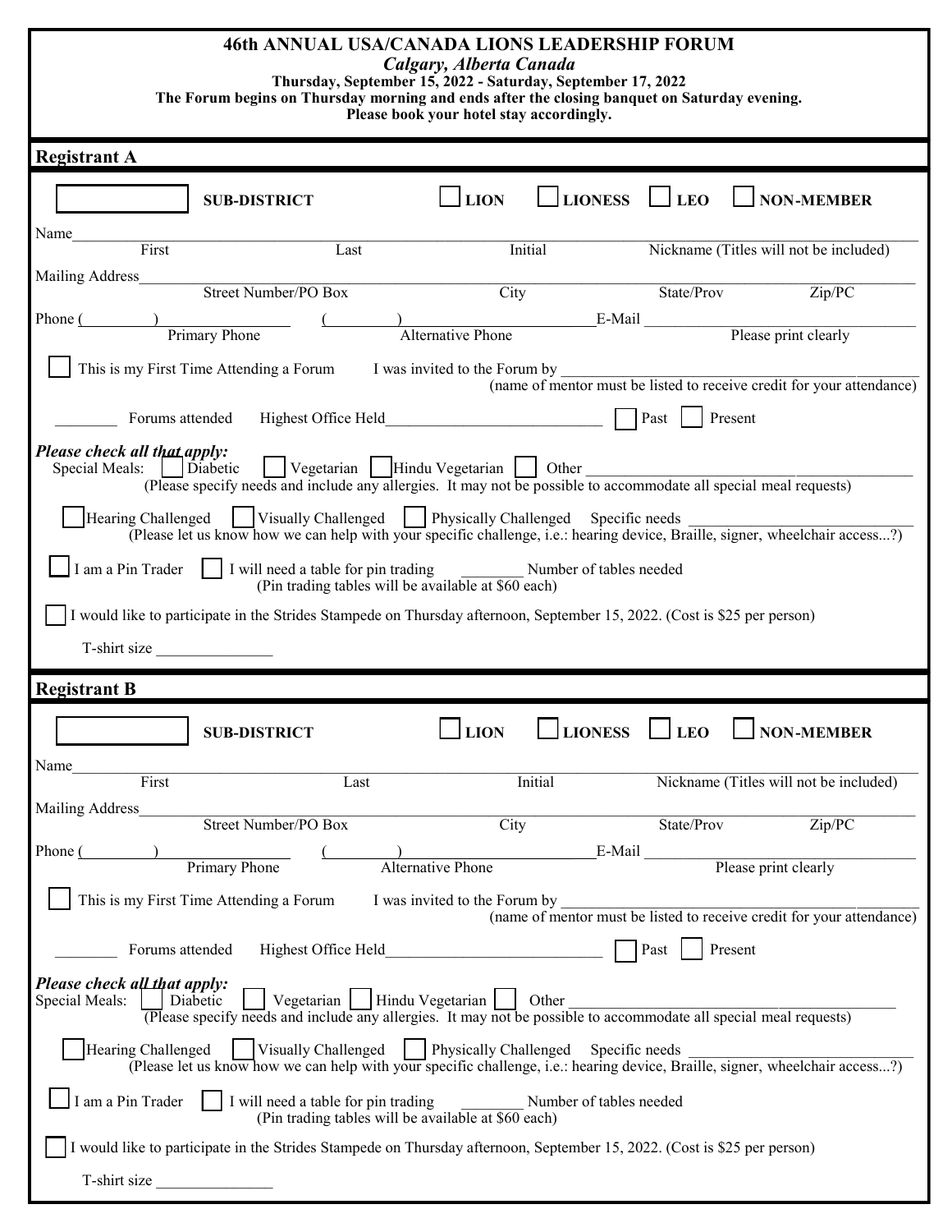# 46th ANNUAL USA/CANADA LIONS LEADERSHIP FORUM

*Calgary, Alberta Canada*

**Thursday, September 15, 2022 - Saturday, September 17, 2022**

**The Forum begins on Thursday morning and ends after the closing banquet on Saturday evening.**

**Please book your hotel stay accordingly.**

## Registrant A

☐ **SUB-DISTRICT** ☐ **LION** ☐ **LIONESS** ☐ **LEO** ☐ **NON-MEMBER**

Name________________________________________________________________
First Last Initial Nickname (Titles will not be included)

Mailing Address_________________________________________________________
Street Number/PO Box City State/Prov Zip/PC

Phone (________)________________ (________)________________ E-Mail ________________________
Primary Phone Alternative Phone Please print clearly

☐ This is my First Time Attending a Forum I was invited to the Forum by ______________________________
(name of mentor must be listed to receive credit for your attendance)

________ Forums attended Highest Office Held__________________________ ☐ Past ☐ Present

***Please check all that apply:***

Special Meals: ☐ Diabetic ☐ Vegetarian ☐ Hindu Vegetarian ☐ Other ______________________________
(Please specify needs and include any allergies. It may not be possible to accommodate all special meal requests)

☐ Hearing Challenged ☐ Visually Challenged ☐ Physically Challenged Specific needs ______________________
(Please let us know how we can help with your specific challenge, i.e.: hearing device, Braille, signer, wheelchair access...?)

☐ I am a Pin Trader ☐ I will need a table for pin trading ________ Number of tables needed
(Pin trading tables will be available at $60 each)

☐ I would like to participate in the Strides Stampede on Thursday afternoon, September 15, 2022. (Cost is $25 per person)

T-shirt size _______________

## Registrant B

☐ **SUB-DISTRICT** ☐ **LION** ☐ **LIONESS** ☐ **LEO** ☐ **NON-MEMBER**

Name________________________________________________________________
First Last Initial Nickname (Titles will not be included)

Mailing Address_________________________________________________________
Street Number/PO Box City State/Prov Zip/PC

Phone (________)________________ (________)________________ E-Mail ________________________
Primary Phone Alternative Phone Please print clearly

☐ This is my First Time Attending a Forum I was invited to the Forum by ______________________________
(name of mentor must be listed to receive credit for your attendance)

________ Forums attended Highest Office Held__________________________ ☐ Past ☐ Present

***Please check all that apply:***

Special Meals: ☐ Diabetic ☐ Vegetarian ☐ Hindu Vegetarian ☐ Other ______________________________
(Please specify needs and include any allergies. It may not be possible to accommodate all special meal requests)

☐ Hearing Challenged ☐ Visually Challenged ☐ Physically Challenged Specific needs ______________________
(Please let us know how we can help with your specific challenge, i.e.: hearing device, Braille, signer, wheelchair access...?)

☐ I am a Pin Trader ☐ I will need a table for pin trading ________ Number of tables needed
(Pin trading tables will be available at $60 each)

☐ I would like to participate in the Strides Stampede on Thursday afternoon, September 15, 2022. (Cost is $25 per person)

T-shirt size _______________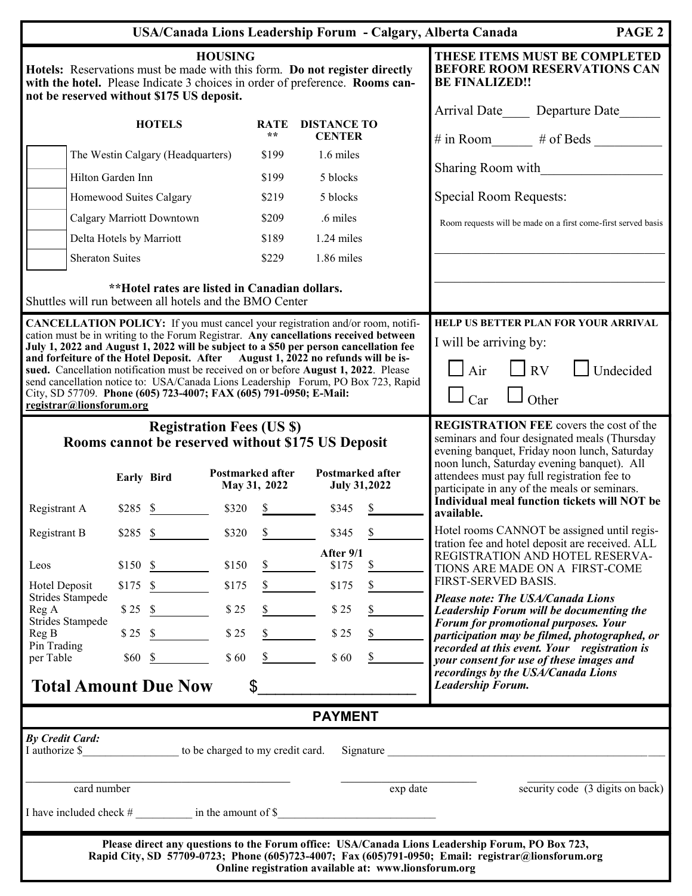## USA/Canada Lions Leadership Forum - Calgary, Alberta Canada

### HOUSING

**Hotels:** Reservations must be made with this form. **Do not register directly with the hotel.** Please Indicate 3 choices in order of preference. **Rooms cannot be reserved without $175 US deposit.**

| | HOTELS | RATE ** | DISTANCE TO CENTER |
|---|---|---|---|
| | The Westin Calgary (Headquarters) | $199 | 1.6 miles |
| | Hilton Garden Inn | $199 | 5 blocks |
| | Homewood Suites Calgary | $219 | 5 blocks |
| | Calgary Marriott Downtown | $209 | .6 miles |
| | Delta Hotels by Marriott | $189 | 1.24 miles |
| | Sheraton Suites | $229 | 1.86 miles |

**\*\*Hotel rates are listed in Canadian dollars.**

Shuttles will run between all hotels and the BMO Center

**THESE ITEMS MUST BE COMPLETED BEFORE ROOM RESERVATIONS CAN BE FINALIZED!!**

Arrival Date____ Departure Date______

# in Room______ # of Beds __________

Sharing Room with_________________

Special Room Requests:

Room requests will be made on a first come-first served basis

___________________________________

___________________________________

**CANCELLATION POLICY:** If you must cancel your registration and/or room, notification must be in writing to the Forum Registrar. **Any cancellations received between July 1, 2022 and August 1, 2022 will be subject to a $50 per person cancellation fee and forfeiture of the Hotel Deposit. After August 1, 2022 no refunds will be issued.** Cancellation notification must be received on or before **August 1, 2022**. Please send cancellation notice to: USA/Canada Lions Leadership Forum, PO Box 723, Rapid City, SD 57709. **Phone (605) 723-4007; FAX (605) 791-0950; E-Mail: registrar@lionsforum.org**

**HELP US BETTER PLAN FOR YOUR ARRIVAL**

I will be arriving by:

☐ Air ☐ RV ☐ Undecided

☐ Car ☐ Other

### Registration Fees (US $)
### Rooms cannot be reserved without $175 US Deposit

| | Early Bird | | Postmarked after May 31, 2022 | | Postmarked after July 31,2022 | |
|---|---|---|---|---|---|---|
| Registrant A | $285 | $______ | $320 | $______ | $345 | $______ |
| Registrant B | $285 | $______ | $320 | $______ | $345 | $______ |
| Leos | $150 | $______ | $150 | $______ | After 9/1 $175 | $______ |
| Hotel Deposit | $175 | $______ | $175 | $______ | $175 | $______ |
| Strides Stampede Reg A | $ 25 | $______ | $ 25 | $______ | $ 25 | $______ |
| Strides Stampede Reg B | $ 25 | $______ | $ 25 | $______ | $ 25 | $______ |
| Pin Trading per Table | $60 | $______ | $ 60 | $______ | $ 60 | $______ |

**Total Amount Due Now** $__________________

**REGISTRATION FEE** covers the cost of the seminars and four designated meals (Thursday evening banquet, Friday noon lunch, Saturday noon lunch, Saturday evening banquet). All attendees must pay full registration fee to participate in any of the meals or seminars. **Individual meal function tickets will NOT be available.**

Hotel rooms CANNOT be assigned until registration fee and hotel deposit are received. ALL REGISTRATION AND HOTEL RESERVATIONS ARE MADE ON A FIRST-COME FIRST-SERVED BASIS.

***Please note: The USA/Canada Lions Leadership Forum will be documenting the Forum for promotional purposes. Your participation may be filmed, photographed, or recorded at this event. Your registration is your consent for use of these images and recordings by the USA/Canada Lions Leadership Forum.***

### PAYMENT

***By Credit Card:***

I authorize $_________________ to be charged to my credit card. Signature ______________________________

_____________________________ card number

_____________________________ exp date

_____________________________ security code (3 digits on back)

I have included check # __________ in the amount of $____________________________

**Please direct any questions to the Forum office: USA/Canada Lions Leadership Forum, PO Box 723, Rapid City, SD 57709-0723; Phone (605)723-4007; Fax (605)791-0950; Email: registrar@lionsforum.org**
**Online registration available at: www.lionsforum.org**